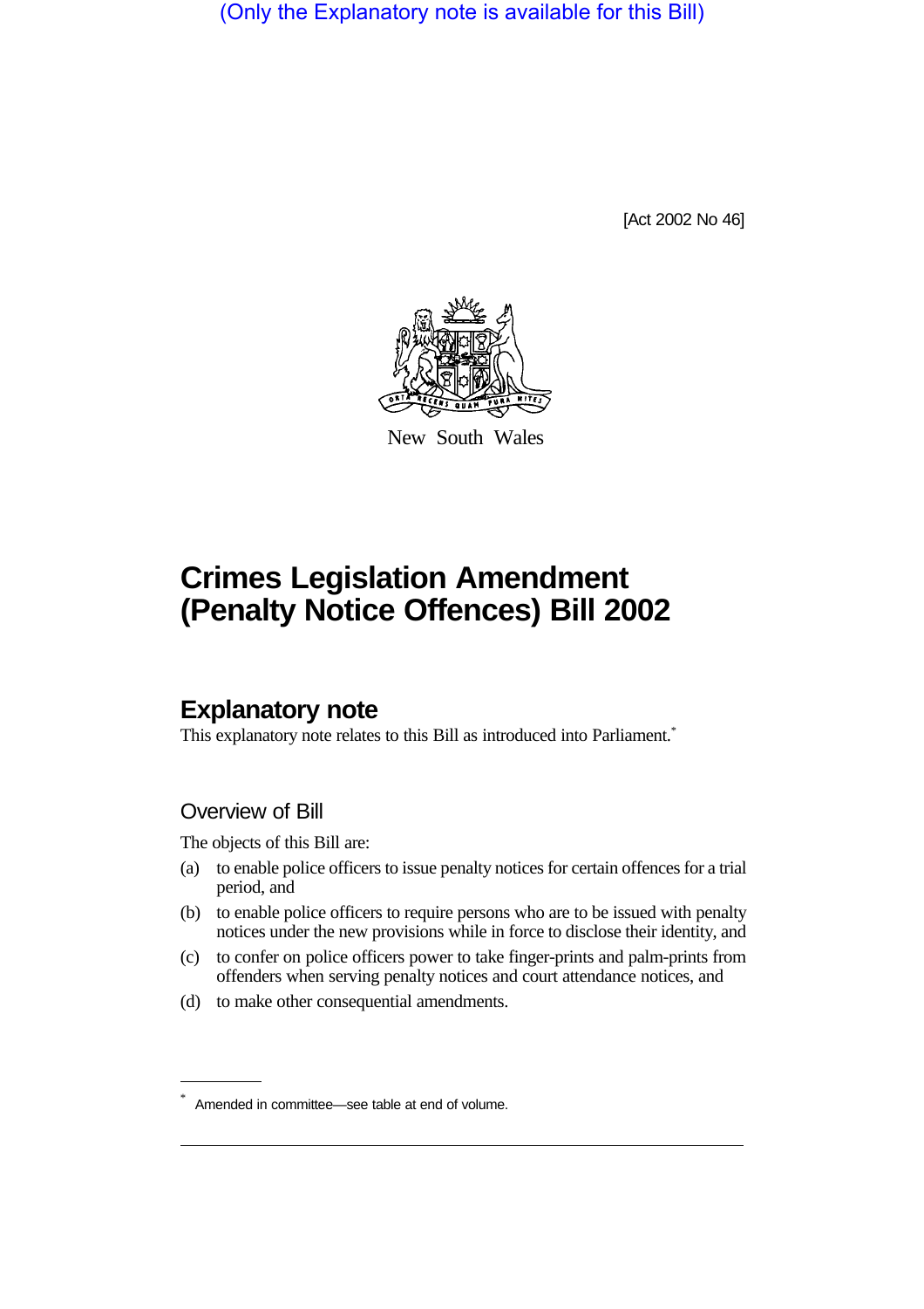(Only the Explanatory note is available for this Bill)

[Act 2002 No 46]

New South Wales

# Crimes Legislation Amendment (Penalty Notice Offences) Bill 2002

## Explanatory note

This explanatory note relates to this Bill as introduced into Parliament.*

### Overview of Bill

The objects of this Bill are:

(a) to enable police officers to issue penalty notices for certain offences for a trial period, and

(b) to enable police officers to require persons who are to be issued with penalty notices under the new provisions while in force to disclose their identity, and

(c) to confer on police officers power to take finger-prints and palm-prints from offenders when serving penalty notices and court attendance notices, and

(d) to make other consequential amendments.

---

* Amended in committee—see table at end of volume.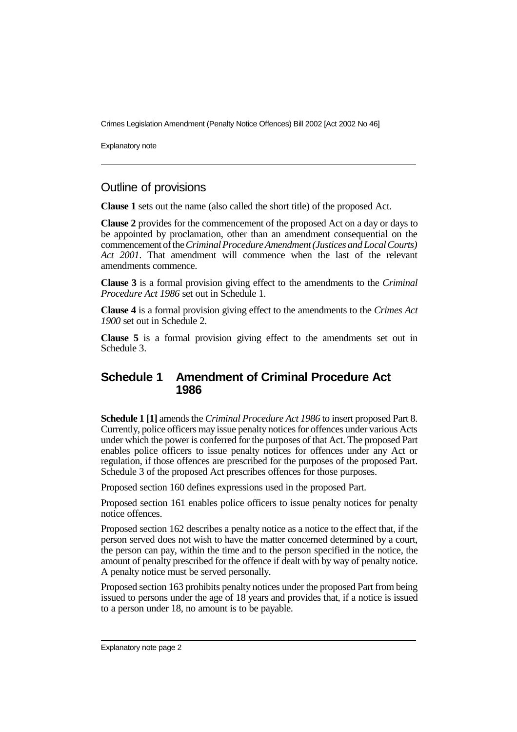## Outline of provisions

**Clause 1** sets out the name (also called the short title) of the proposed Act.

**Clause 2** provides for the commencement of the proposed Act on a day or days to be appointed by proclamation, other than an amendment consequential on the commencement of the *Criminal Procedure Amendment (Justices and Local Courts) Act 2001*. That amendment will commence when the last of the relevant amendments commence.

**Clause 3** is a formal provision giving effect to the amendments to the *Criminal Procedure Act 1986* set out in Schedule 1.

**Clause 4** is a formal provision giving effect to the amendments to the *Crimes Act 1900* set out in Schedule 2.

**Clause 5** is a formal provision giving effect to the amendments set out in Schedule 3.

## Schedule 1 Amendment of Criminal Procedure Act 1986

**Schedule 1 [1]** amends the *Criminal Procedure Act 1986* to insert proposed Part 8. Currently, police officers may issue penalty notices for offences under various Acts under which the power is conferred for the purposes of that Act. The proposed Part enables police officers to issue penalty notices for offences under any Act or regulation, if those offences are prescribed for the purposes of the proposed Part. Schedule 3 of the proposed Act prescribes offences for those purposes.

Proposed section 160 defines expressions used in the proposed Part.

Proposed section 161 enables police officers to issue penalty notices for penalty notice offences.

Proposed section 162 describes a penalty notice as a notice to the effect that, if the person served does not wish to have the matter concerned determined by a court, the person can pay, within the time and to the person specified in the notice, the amount of penalty prescribed for the offence if dealt with by way of penalty notice. A penalty notice must be served personally.

Proposed section 163 prohibits penalty notices under the proposed Part from being issued to persons under the age of 18 years and provides that, if a notice is issued to a person under 18, no amount is to be payable.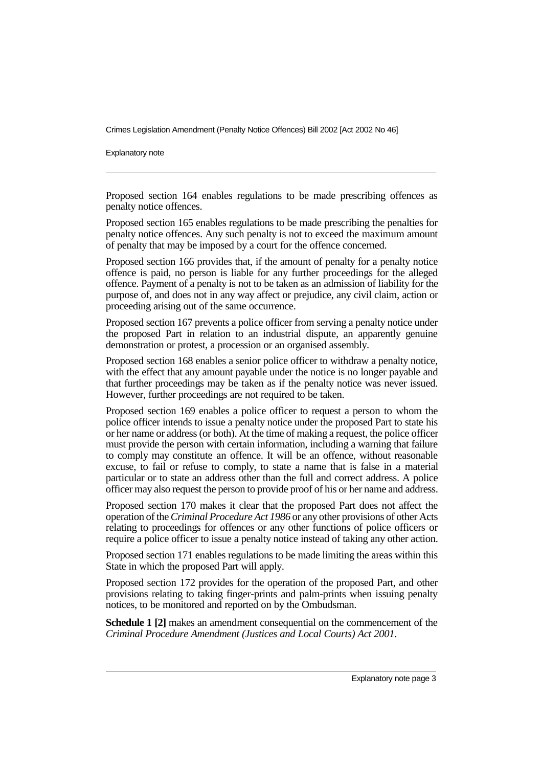Proposed section 164 enables regulations to be made prescribing offences as penalty notice offences.

Proposed section 165 enables regulations to be made prescribing the penalties for penalty notice offences. Any such penalty is not to exceed the maximum amount of penalty that may be imposed by a court for the offence concerned.

Proposed section 166 provides that, if the amount of penalty for a penalty notice offence is paid, no person is liable for any further proceedings for the alleged offence. Payment of a penalty is not to be taken as an admission of liability for the purpose of, and does not in any way affect or prejudice, any civil claim, action or proceeding arising out of the same occurrence.

Proposed section 167 prevents a police officer from serving a penalty notice under the proposed Part in relation to an industrial dispute, an apparently genuine demonstration or protest, a procession or an organised assembly.

Proposed section 168 enables a senior police officer to withdraw a penalty notice, with the effect that any amount payable under the notice is no longer payable and that further proceedings may be taken as if the penalty notice was never issued. However, further proceedings are not required to be taken.

Proposed section 169 enables a police officer to request a person to whom the police officer intends to issue a penalty notice under the proposed Part to state his or her name or address (or both). At the time of making a request, the police officer must provide the person with certain information, including a warning that failure to comply may constitute an offence. It will be an offence, without reasonable excuse, to fail or refuse to comply, to state a name that is false in a material particular or to state an address other than the full and correct address. A police officer may also request the person to provide proof of his or her name and address.

Proposed section 170 makes it clear that the proposed Part does not affect the operation of the *Criminal Procedure Act 1986* or any other provisions of other Acts relating to proceedings for offences or any other functions of police officers or require a police officer to issue a penalty notice instead of taking any other action.

Proposed section 171 enables regulations to be made limiting the areas within this State in which the proposed Part will apply.

Proposed section 172 provides for the operation of the proposed Part, and other provisions relating to taking finger-prints and palm-prints when issuing penalty notices, to be monitored and reported on by the Ombudsman.

**Schedule 1 [2]** makes an amendment consequential on the commencement of the *Criminal Procedure Amendment (Justices and Local Courts) Act 2001*.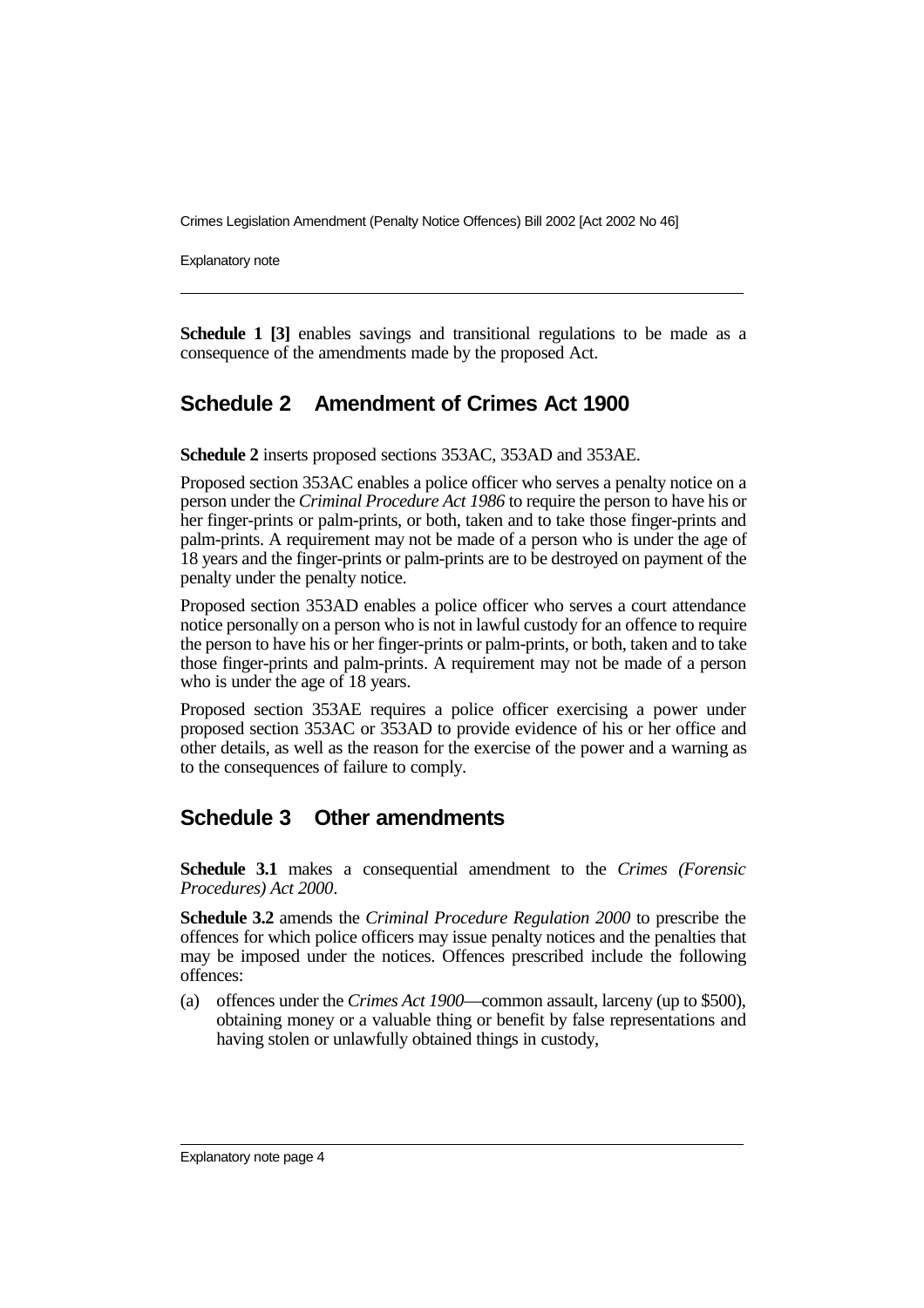**Schedule 1 [3]** enables savings and transitional regulations to be made as a consequence of the amendments made by the proposed Act.

## Schedule 2 Amendment of Crimes Act 1900

**Schedule 2** inserts proposed sections 353AC, 353AD and 353AE.

Proposed section 353AC enables a police officer who serves a penalty notice on a person under the *Criminal Procedure Act 1986* to require the person to have his or her finger-prints or palm-prints, or both, taken and to take those finger-prints and palm-prints. A requirement may not be made of a person who is under the age of 18 years and the finger-prints or palm-prints are to be destroyed on payment of the penalty under the penalty notice.

Proposed section 353AD enables a police officer who serves a court attendance notice personally on a person who is not in lawful custody for an offence to require the person to have his or her finger-prints or palm-prints, or both, taken and to take those finger-prints and palm-prints. A requirement may not be made of a person who is under the age of 18 years.

Proposed section 353AE requires a police officer exercising a power under proposed section 353AC or 353AD to provide evidence of his or her office and other details, as well as the reason for the exercise of the power and a warning as to the consequences of failure to comply.

## Schedule 3 Other amendments

**Schedule 3.1** makes a consequential amendment to the *Crimes (Forensic Procedures) Act 2000*.

**Schedule 3.2** amends the *Criminal Procedure Regulation 2000* to prescribe the offences for which police officers may issue penalty notices and the penalties that may be imposed under the notices. Offences prescribed include the following offences:

(a) offences under the *Crimes Act 1900*—common assault, larceny (up to $500), obtaining money or a valuable thing or benefit by false representations and having stolen or unlawfully obtained things in custody,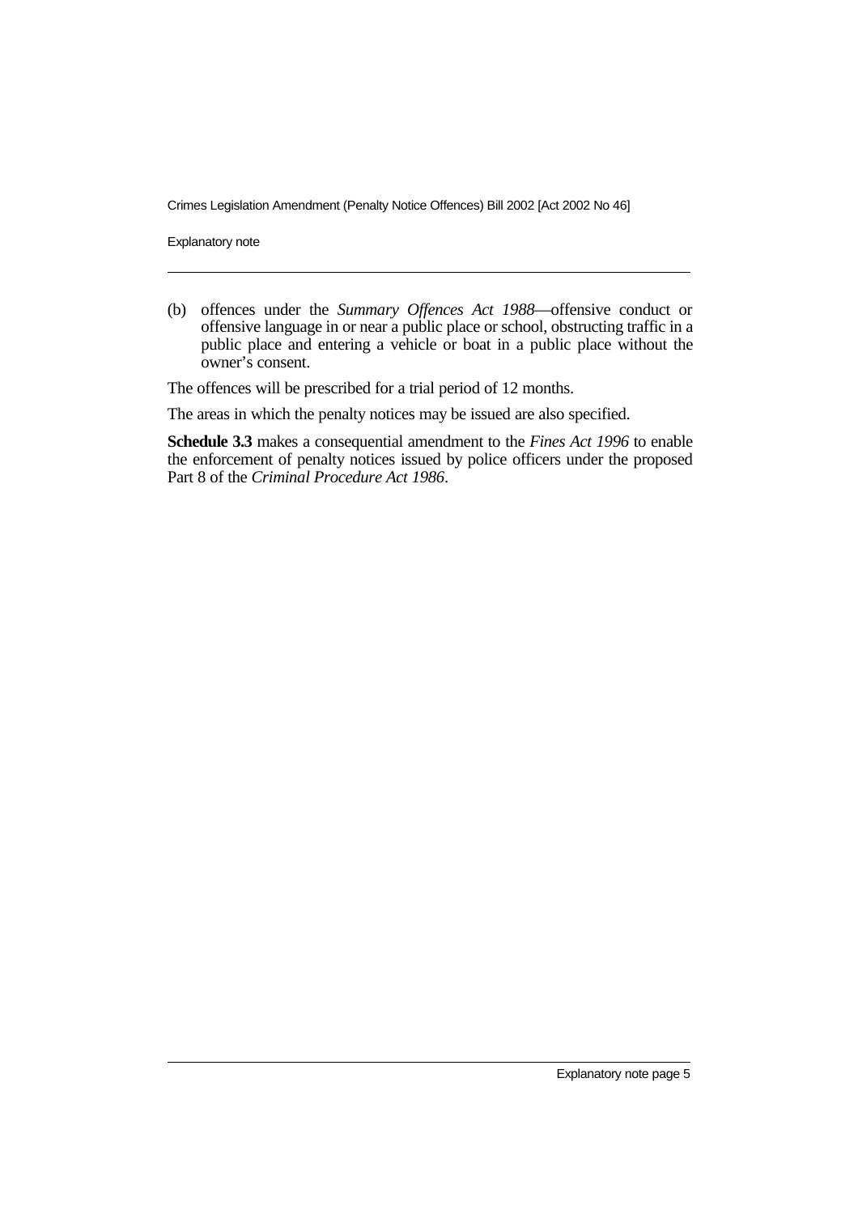(b) offences under the *Summary Offences Act 1988*—offensive conduct or offensive language in or near a public place or school, obstructing traffic in a public place and entering a vehicle or boat in a public place without the owner's consent.

The offences will be prescribed for a trial period of 12 months.

The areas in which the penalty notices may be issued are also specified.

**Schedule 3.3** makes a consequential amendment to the *Fines Act 1996* to enable the enforcement of penalty notices issued by police officers under the proposed Part 8 of the *Criminal Procedure Act 1986*.